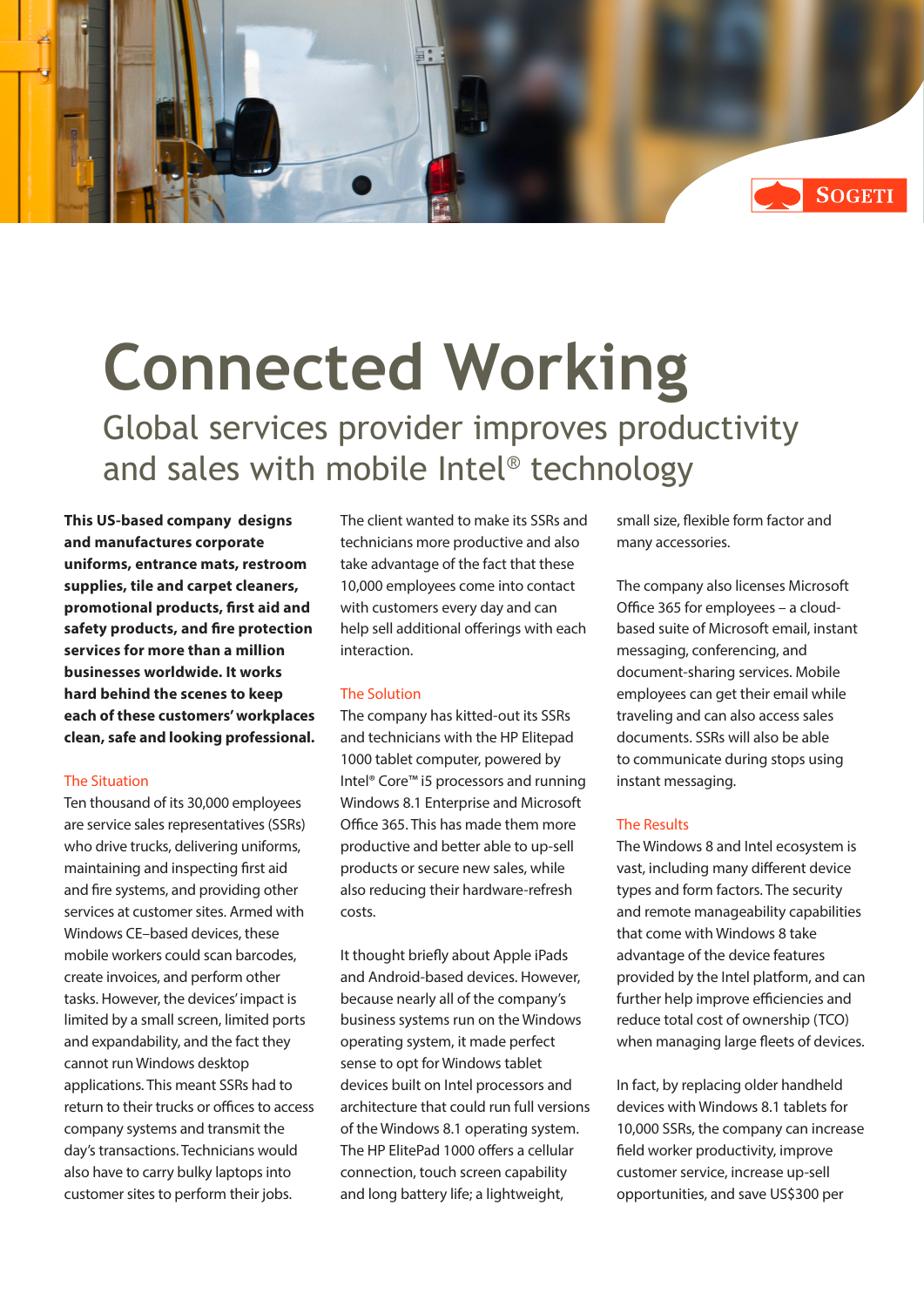# Connected Working

## Global services provider improves productivity and sales with mobile Intel® technology

**This US-based company designs and manufactures corporate uniforms, entrance mats, restroom supplies, tile and carpet cleaners, promotional products, first aid and safety products, and fire protection services for more than a million businesses worldwide. It works hard behind the scenes to keep each of these customers' workplaces clean, safe and looking professional.**

### The Situation

Ten thousand of its 30,000 employees are service sales representatives (SSRs) who drive trucks, delivering uniforms, maintaining and inspecting first aid and fire systems, and providing other services at customer sites. Armed with Windows CE–based devices, these mobile workers could scan barcodes, create invoices, and perform other tasks. However, the devices' impact is limited by a small screen, limited ports and expandability, and the fact they cannot run Windows desktop applications. This meant SSRs had to return to their trucks or offices to access company systems and transmit the day's transactions. Technicians would also have to carry bulky laptops into customer sites to perform their jobs.

The client wanted to make its SSRs and technicians more productive and also take advantage of the fact that these 10,000 employees come into contact with customers every day and can help sell additional offerings with each interaction.

### The Solution

The company has kitted-out its SSRs and technicians with the HP Elitepad 1000 tablet computer, powered by Intel® Core™ i5 processors and running Windows 8.1 Enterprise and Microsoft Office 365. This has made them more productive and better able to up-sell products or secure new sales, while also reducing their hardware-refresh costs.

It thought briefly about Apple iPads and Android-based devices. However, because nearly all of the company's business systems run on the Windows operating system, it made perfect sense to opt for Windows tablet devices built on Intel processors and architecture that could run full versions of the Windows 8.1 operating system. The HP ElitePad 1000 offers a cellular connection, touch screen capability and long battery life; a lightweight, small size, flexible form factor and many accessories.

The company also licenses Microsoft Office 365 for employees – a cloud-based suite of Microsoft email, instant messaging, conferencing, and document-sharing services. Mobile employees can get their email while traveling and can also access sales documents. SSRs will also be able to communicate during stops using instant messaging.

### The Results

The Windows 8 and Intel ecosystem is vast, including many different device types and form factors. The security and remote manageability capabilities that come with Windows 8 take advantage of the device features provided by the Intel platform, and can further help improve efficiencies and reduce total cost of ownership (TCO) when managing large fleets of devices.

In fact, by replacing older handheld devices with Windows 8.1 tablets for 10,000 SSRs, the company can increase field worker productivity, improve customer service, increase up-sell opportunities, and save US$300 per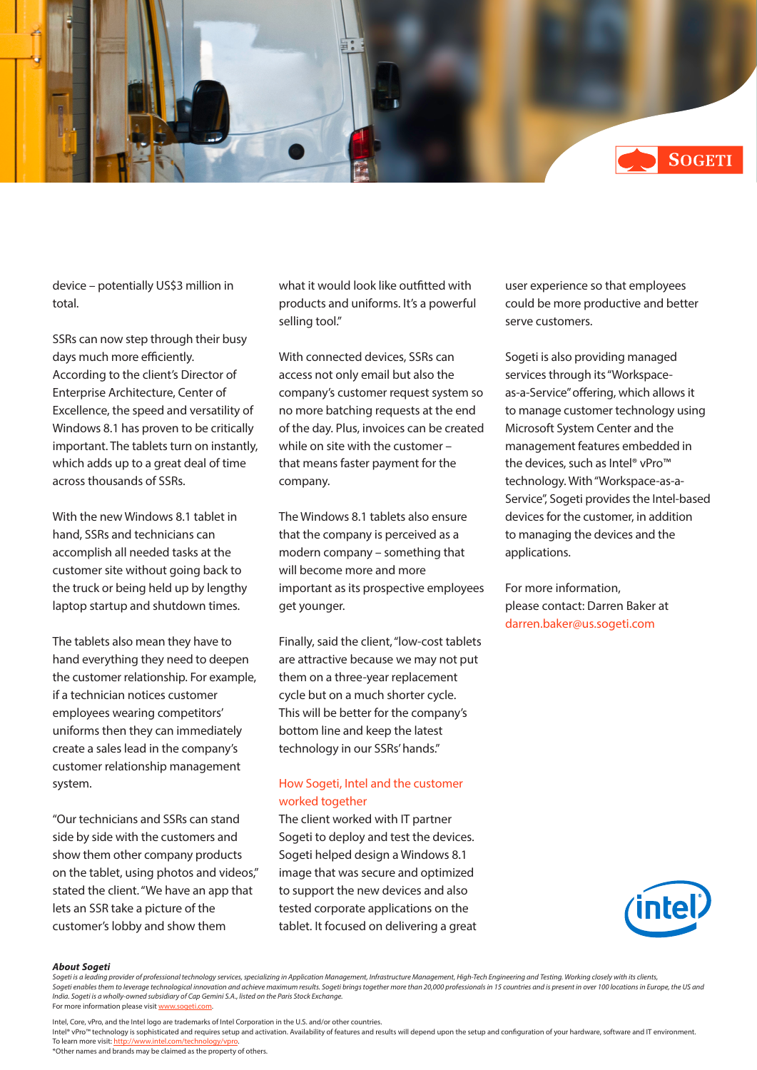device – potentially US$3 million in total.

SSRs can now step through their busy days much more efficiently. According to the client's Director of Enterprise Architecture, Center of Excellence, the speed and versatility of Windows 8.1 has proven to be critically important. The tablets turn on instantly, which adds up to a great deal of time across thousands of SSRs.

With the new Windows 8.1 tablet in hand, SSRs and technicians can accomplish all needed tasks at the customer site without going back to the truck or being held up by lengthy laptop startup and shutdown times.

The tablets also mean they have to hand everything they need to deepen the customer relationship. For example, if a technician notices customer employees wearing competitors' uniforms then they can immediately create a sales lead in the company's customer relationship management system.

"Our technicians and SSRs can stand side by side with the customers and show them other company products on the tablet, using photos and videos," stated the client. "We have an app that lets an SSR take a picture of the customer's lobby and show them what it would look like outfitted with products and uniforms. It's a powerful selling tool."

With connected devices, SSRs can access not only email but also the company's customer request system so no more batching requests at the end of the day. Plus, invoices can be created while on site with the customer – that means faster payment for the company.

The Windows 8.1 tablets also ensure that the company is perceived as a modern company – something that will become more and more important as its prospective employees get younger.

Finally, said the client, "low-cost tablets are attractive because we may not put them on a three-year replacement cycle but on a much shorter cycle. This will be better for the company's bottom line and keep the latest technology in our SSRs' hands."

## How Sogeti, Intel and the customer worked together

The client worked with IT partner Sogeti to deploy and test the devices. Sogeti helped design a Windows 8.1 image that was secure and optimized to support the new devices and also tested corporate applications on the tablet. It focused on delivering a great user experience so that employees could be more productive and better serve customers.

Sogeti is also providing managed services through its "Workspace-as-a-Service" offering, which allows it to manage customer technology using Microsoft System Center and the management features embedded in the devices, such as Intel® vPro™ technology. With "Workspace-as-a-Service", Sogeti provides the Intel-based devices for the customer, in addition to managing the devices and the applications.

For more information, please contact: Darren Baker at darren.baker@us.sogeti.com

***About Sogeti***

*Sogeti is a leading provider of professional technology services, specializing in Application Management, Infrastructure Management, High-Tech Engineering and Testing. Working closely with its clients, Sogeti enables them to leverage technological innovation and achieve maximum results. Sogeti brings together more than 20,000 professionals in 15 countries and is present in over 100 locations in Europe, the US and India. Sogeti is a wholly-owned subsidiary of Cap Gemini S.A., listed on the Paris Stock Exchange.*

For more information please visit www.sogeti.com.

Intel, Core, vPro, and the Intel logo are trademarks of Intel Corporation in the U.S. and/or other countries.
Intel® vPro™ technology is sophisticated and requires setup and activation. Availability of features and results will depend upon the setup and configuration of your hardware, software and IT environment.
To learn more visit: http://www.intel.com/technology/vpro.
*Other names and brands may be claimed as the property of others.